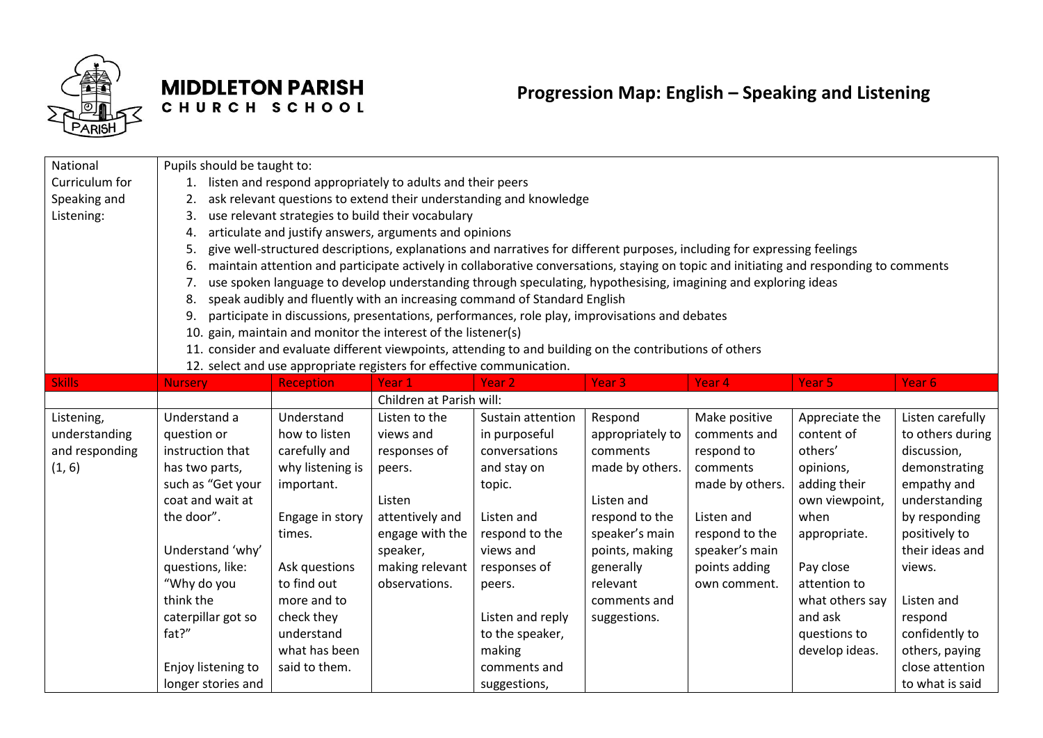**MIDDLETON PARISH**
**CHURCH SCHOOL**

# Progression Map: English – Speaking and Listening

| National Curriculum for Speaking and Listening: | Pupils should be taught to:<br>1. listen and respond appropriately to adults and their peers<br>2. ask relevant questions to extend their understanding and knowledge<br>3. use relevant strategies to build their vocabulary<br>4. articulate and justify answers, arguments and opinions<br>5. give well-structured descriptions, explanations and narratives for different purposes, including for expressing feelings<br>6. maintain attention and participate actively in collaborative conversations, staying on topic and initiating and responding to comments<br>7. use spoken language to develop understanding through speculating, hypothesising, imagining and exploring ideas<br>8. speak audibly and fluently with an increasing command of Standard English<br>9. participate in discussions, presentations, performances, role play, improvisations and debates<br>10. gain, maintain and monitor the interest of the listener(s)<br>11. consider and evaluate different viewpoints, attending to and building on the contributions of others<br>12. select and use appropriate registers for effective communication. | | | | | | |
|---|---|---|---|---|---|---|---|
| **Skills** | **Nursery** | **Reception** | **Year 1** | **Year 2** | **Year 3** | **Year 4** | **Year 5** | **Year 6** |
| | | | Children at Parish will: | | | | | |
| Listening, understanding and responding (1, 6) | Understand a question or instruction that has two parts, such as "Get your coat and wait at the door".<br><br>Understand 'why' questions, like: "Why do you think the caterpillar got so fat?"<br><br>Enjoy listening to longer stories and | Understand how to listen carefully and why listening is important.<br><br>Engage in story times.<br><br>Ask questions to find out more and to check they understand what has been said to them. | Listen to the views and responses of peers.<br><br>Listen attentively and engage with the speaker, making relevant observations. | Sustain attention in purposeful conversations and stay on topic.<br><br>Listen and respond to the views and responses of peers.<br><br>Listen and reply to the speaker, making comments and suggestions, | Respond appropriately to comments made by others.<br><br>Listen and respond to the speaker's main points, making generally relevant comments and suggestions. | Make positive comments and respond to comments made by others.<br><br>Listen and respond to the speaker's main points adding own comment. | Appreciate the content of others' opinions, adding their own viewpoint, when appropriate.<br><br>Pay close attention to what others say and ask questions to develop ideas. | Listen carefully to others during discussion, demonstrating empathy and understanding by responding positively to their ideas and views.<br><br>Listen and respond confidently to others, paying close attention to what is said |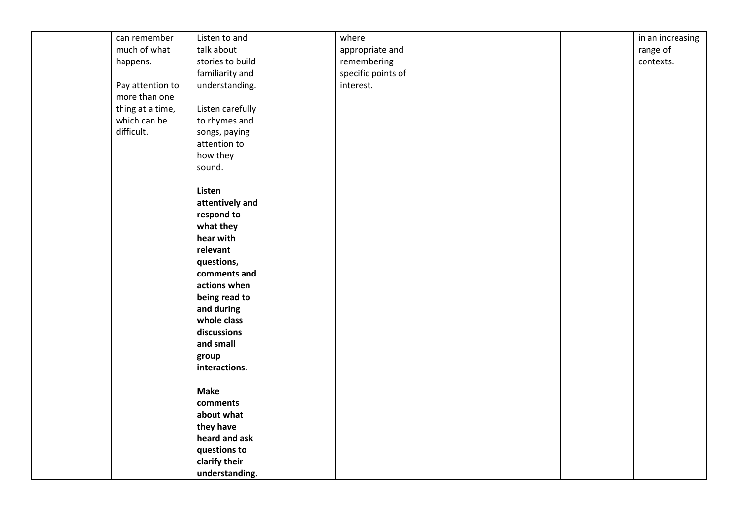| | | | | | | | | |
|---|---|---|---|---|---|---|---|---|
| | can remember much of what happens.<br><br>Pay attention to more than one thing at a time, which can be difficult. | Listen to and talk about stories to build familiarity and understanding.<br><br>Listen carefully to rhymes and songs, paying attention to how they sound.<br><br>**Listen attentively and respond to what they hear with relevant questions, comments and actions when being read to and during whole class discussions and small group interactions.**<br><br>**Make comments about what they have heard and ask questions to clarify their understanding.** | | where appropriate and remembering specific points of interest. | | | | in an increasing range of contexts. |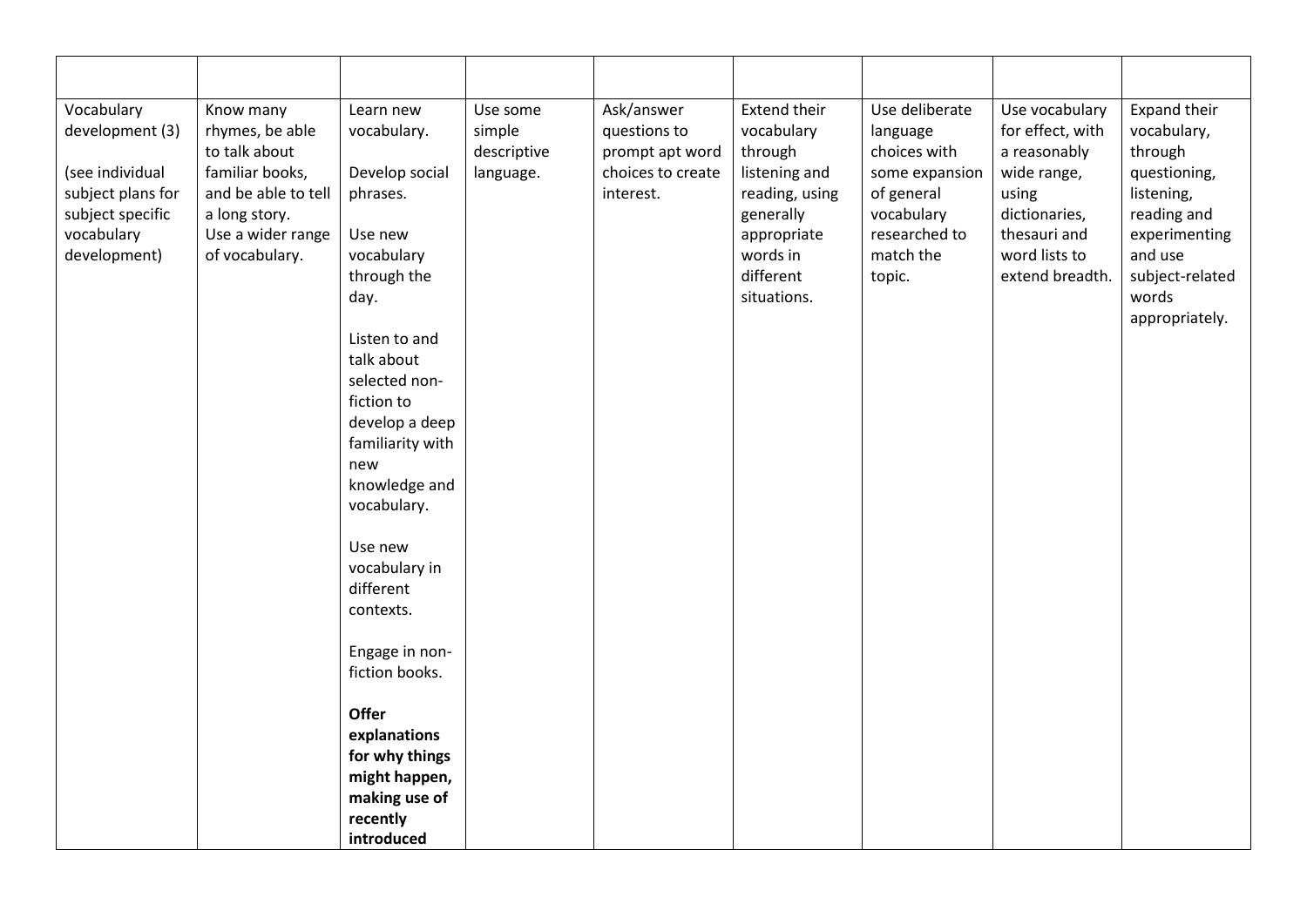| | | | | | | | | |
|---|---|---|---|---|---|---|---|---|
| Vocabulary development (3)<br><br>(see individual subject plans for subject specific vocabulary development) | Know many rhymes, be able to talk about familiar books, and be able to tell a long story.<br>Use a wider range of vocabulary. | Learn new vocabulary.<br><br>Develop social phrases.<br><br>Use new vocabulary through the day.<br><br>Listen to and talk about selected non-fiction to develop a deep familiarity with new knowledge and vocabulary.<br><br>Use new vocabulary in different contexts.<br><br>Engage in non-fiction books.<br><br>**Offer explanations for why things might happen, making use of recently introduced** | Use some simple descriptive language. | Ask/answer questions to prompt apt word choices to create interest. | Extend their vocabulary through listening and reading, using generally appropriate words in different situations. | Use deliberate language choices with some expansion of general vocabulary researched to match the topic. | Use vocabulary for effect, with a reasonably wide range, using dictionaries, thesauri and word lists to extend breadth. | Expand their vocabulary, through questioning, listening, reading and experimenting and use subject-related words appropriately. |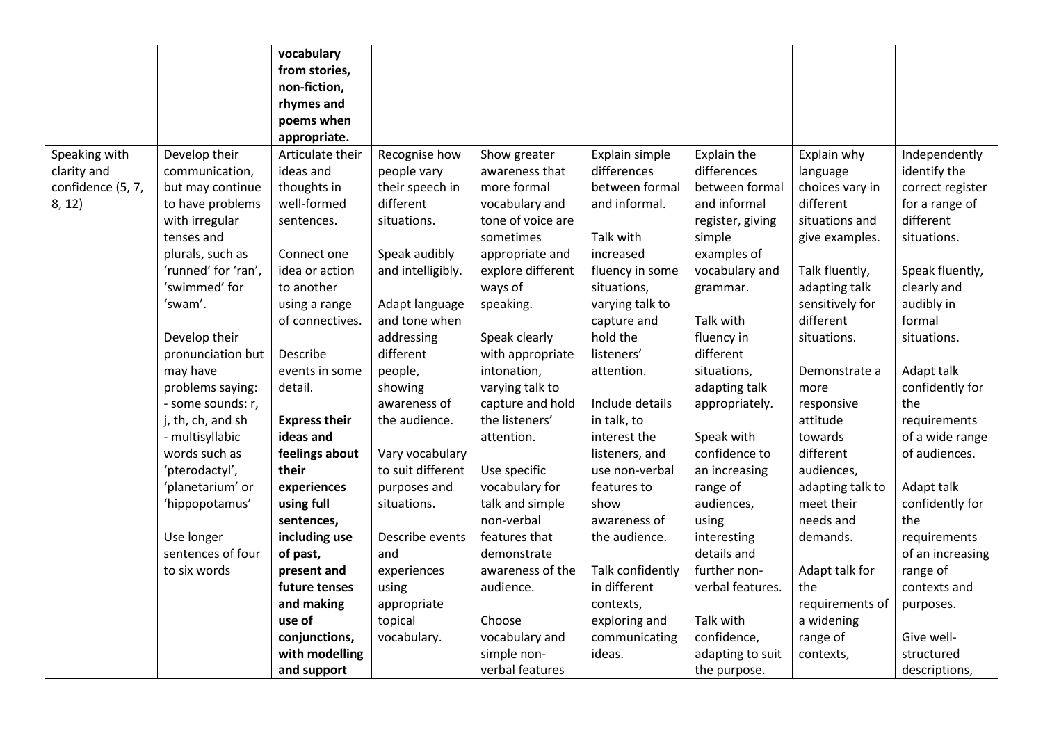| | | | | | | | | |
|---|---|---|---|---|---|---|---|---|
| | | **vocabulary from stories, non-fiction, rhymes and poems when appropriate.** | | | | | | |
| Speaking with clarity and confidence (5, 7, 8, 12) | Develop their communication, but may continue to have problems with irregular tenses and plurals, such as 'runned' for 'ran', 'swimmed' for 'swam'.<br><br>Develop their pronunciation but may have problems saying:<br>- some sounds: r, j, th, ch, and sh<br>- multisyllabic words such as 'pterodactyl', 'planetarium' or 'hippopotamus'<br><br>Use longer sentences of four to six words | Articulate their ideas and thoughts in well-formed sentences.<br><br>Connect one idea or action to another using a range of connectives.<br><br>Describe events in some detail.<br><br>**Express their ideas and feelings about their experiences using full sentences, including use of past, present and future tenses and making use of conjunctions, with modelling and support** | Recognise how people vary their speech in different situations.<br><br>Speak audibly and intelligibly.<br><br>Adapt language and tone when addressing different people, showing awareness of the audience.<br><br>Vary vocabulary to suit different purposes and situations.<br><br>Describe events and experiences using appropriate topical vocabulary. | Show greater awareness that more formal vocabulary and tone of voice are sometimes appropriate and explore different ways of speaking.<br><br>Speak clearly with appropriate intonation, varying talk to capture and hold the listeners' attention.<br><br>Use specific vocabulary for talk and simple non-verbal features that demonstrate awareness of the audience.<br><br>Choose vocabulary and simple non-verbal features | Explain simple differences between formal and informal.<br><br>Talk with increased fluency in some situations, varying talk to capture and hold the listeners' attention.<br><br>Include details in talk, to interest the listeners, and use non-verbal features to show awareness of the audience.<br><br>Talk confidently in different contexts, exploring and communicating ideas. | Explain the differences between formal and informal register, giving simple examples of vocabulary and grammar.<br><br>Talk with fluency in different situations, adapting talk appropriately.<br><br>Speak with confidence to an increasing range of audiences, using interesting details and further non-verbal features.<br><br>Talk with confidence, adapting to suit the purpose. | Explain why language choices vary in different situations and give examples.<br><br>Talk fluently, adapting talk sensitively for different situations.<br><br>Demonstrate a more responsive attitude towards different audiences, adapting talk to meet their needs and demands.<br><br>Adapt talk for the requirements of a widening range of contexts, | Independently identify the correct register for a range of different situations.<br><br>Speak fluently, clearly and audibly in formal situations.<br><br>Adapt talk confidently for the requirements of a wide range of audiences.<br><br>Adapt talk confidently for the requirements of an increasing range of contexts and purposes.<br><br>Give well-structured descriptions, |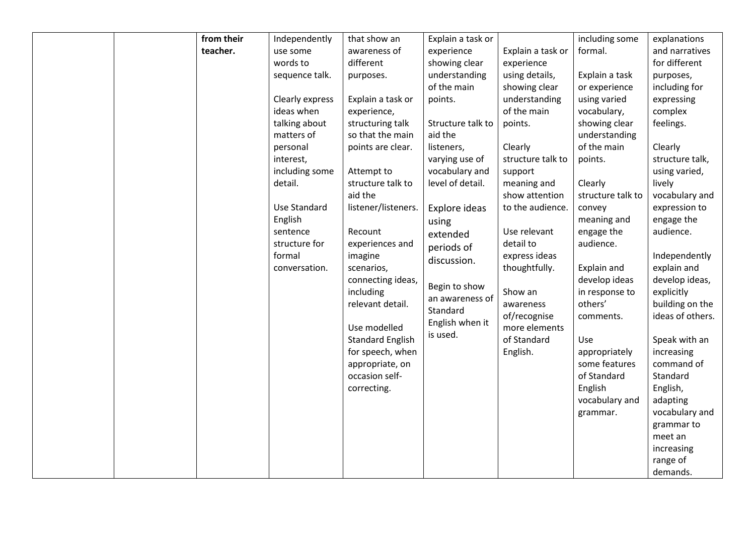|  |  | from their teacher. | Independently use some words to sequence talk.<br><br>Clearly express ideas when talking about matters of personal interest, including some detail.<br><br>Use Standard English sentence structure for formal conversation. | that show an awareness of different purposes.<br><br>Explain a task or experience, structuring talk so that the main points are clear.<br><br>Attempt to structure talk to aid the listener/listeners.<br><br>Recount experiences and imagine scenarios, connecting ideas, including relevant detail.<br><br>Use modelled Standard English for speech, when appropriate, on occasion self-correcting. | Explain a task or experience showing clear understanding of the main points.<br><br>Structure talk to aid the listeners, varying use of vocabulary and level of detail.<br><br>Explore ideas using extended periods of discussion.<br><br>Begin to show an awareness of Standard English when it is used. | Explain a task or experience using details, showing clear understanding of the main points.<br><br>Clearly structure talk to support meaning and show attention to the audience.<br><br>Use relevant detail to express ideas thoughtfully.<br><br>Show an awareness of/recognise more elements of Standard English. | including some formal.<br><br>Explain a task or experience using varied vocabulary, showing clear understanding of the main points.<br><br>Clearly structure talk to convey meaning and engage the audience.<br><br>Explain and develop ideas in response to others' comments.<br><br>Use appropriately some features of Standard English vocabulary and grammar. | explanations and narratives for different purposes, including for expressing complex feelings.<br><br>Clearly structure talk, using varied, lively vocabulary and expression to engage the audience.<br><br>Independently explain and develop ideas, explicitly building on the ideas of others.<br><br>Speak with an increasing command of Standard English, adapting vocabulary and grammar to meet an increasing range of demands. |
|---|---|---|---|---|---|---|---|---|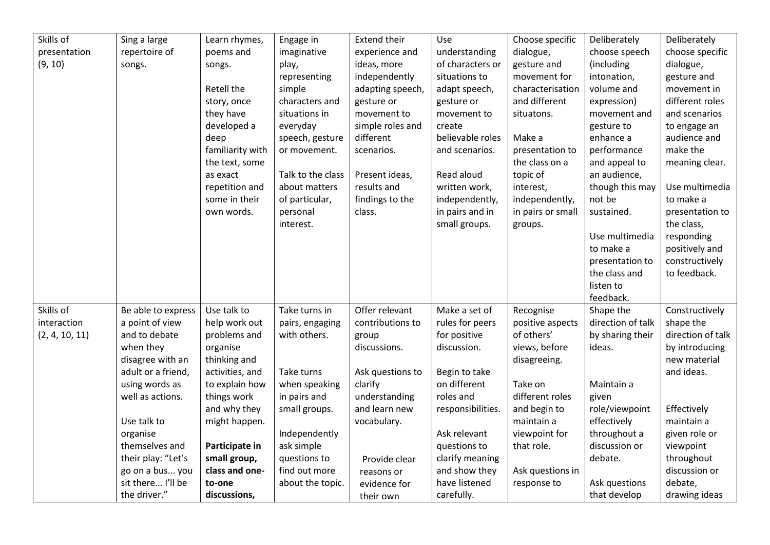| | | | | | | | | |
|---|---|---|---|---|---|---|---|---|
| Skills of presentation (9, 10) | Sing a large repertoire of songs. | Learn rhymes, poems and songs.<br><br>Retell the story, once they have developed a deep familiarity with the text, some as exact repetition and some in their own words. | Engage in imaginative play, representing simple characters and situations in everyday speech, gesture or movement.<br><br>Talk to the class about matters of particular, personal interest. | Extend their experience and ideas, more independently adapting speech, gesture or movement to simple roles and different scenarios.<br><br>Present ideas, results and findings to the class. | Use understanding of characters or situations to adapt speech, gesture or movement to create believable roles and scenarios.<br><br>Read aloud written work, independently, in pairs and in small groups. | Choose specific dialogue, gesture and movement for characterisation and different situatons.<br><br>Make a presentation to the class on a topic of interest, independently, in pairs or small groups. | Deliberately choose speech (including intonation, volume and expression) movement and gesture to enhance a performance and appeal to an audience, though this may not be sustained.<br><br>Use multimedia to make a presentation to the class and listen to feedback. | Deliberately choose specific dialogue, gesture and movement in different roles and scenarios to engage an audience and make the meaning clear.<br><br>Use multimedia to make a presentation to the class, responding positively and constructively to feedback. |
| Skills of interaction (2, 4, 10, 11) | Be able to express a point of view and to debate when they disagree with an adult or a friend, using words as well as actions.<br><br>Use talk to organise themselves and their play: "Let's go on a bus... you sit there... I'll be the driver." | Use talk to help work out problems and organise thinking and activities, and to explain how things work and why they might happen.<br><br>**Participate in small group, class and one-to-one discussions,** | Take turns in pairs, engaging with others.<br><br>Take turns when speaking in pairs and small groups.<br><br>Independently ask simple questions to find out more about the topic. | Offer relevant contributions to group discussions.<br><br>Ask questions to clarify understanding and learn new vocabulary.<br><br>Provide clear reasons or evidence for their own | Make a set of rules for peers for positive discussion.<br><br>Begin to take on different roles and responsibilities.<br><br>Ask relevant questions to clarify meaning and show they have listened carefully. | Recognise positive aspects of others' views, before disagreeing.<br><br>Take on different roles and begin to maintain a viewpoint for that role.<br><br>Ask questions in response to | Shape the direction of talk by sharing their ideas.<br><br>Maintain a given role/viewpoint effectively throughout a discussion or debate.<br><br>Ask questions that develop | Constructively shape the direction of talk by introducing new material and ideas.<br><br>Effectively maintain a given role or viewpoint throughout discussion or debate, drawing ideas |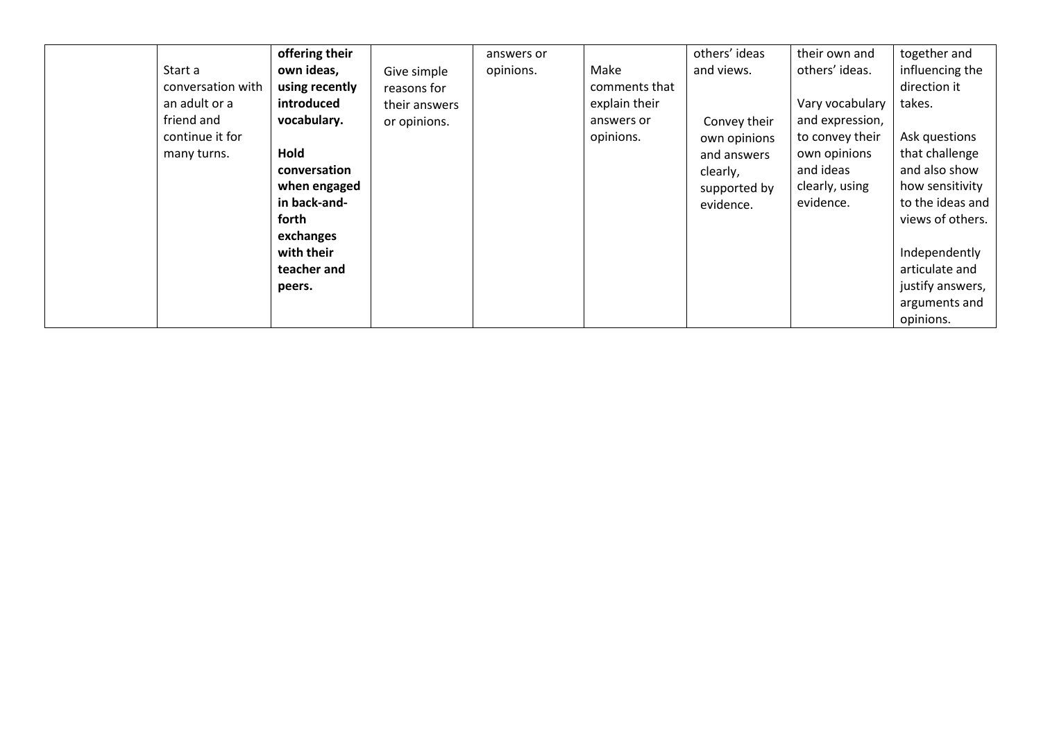| | | | | | | | | |
|---|---|---|---|---|---|---|---|---|
| | Start a conversation with an adult or a friend and continue it for many turns. | **offering their own ideas, using recently introduced vocabulary.**<br><br>**Hold conversation when engaged in back-and-forth exchanges with their teacher and peers.** | Give simple reasons for their answers or opinions. | answers or opinions. | Make comments that explain their answers or opinions. | others' ideas and views.<br><br>Convey their own opinions and answers clearly, supported by evidence. | their own and others' ideas.<br><br>Vary vocabulary and expression, to convey their own opinions and ideas clearly, using evidence. | together and influencing the direction it takes.<br><br>Ask questions that challenge and also show how sensitivity to the ideas and views of others.<br><br>Independently articulate and justify answers, arguments and opinions. |